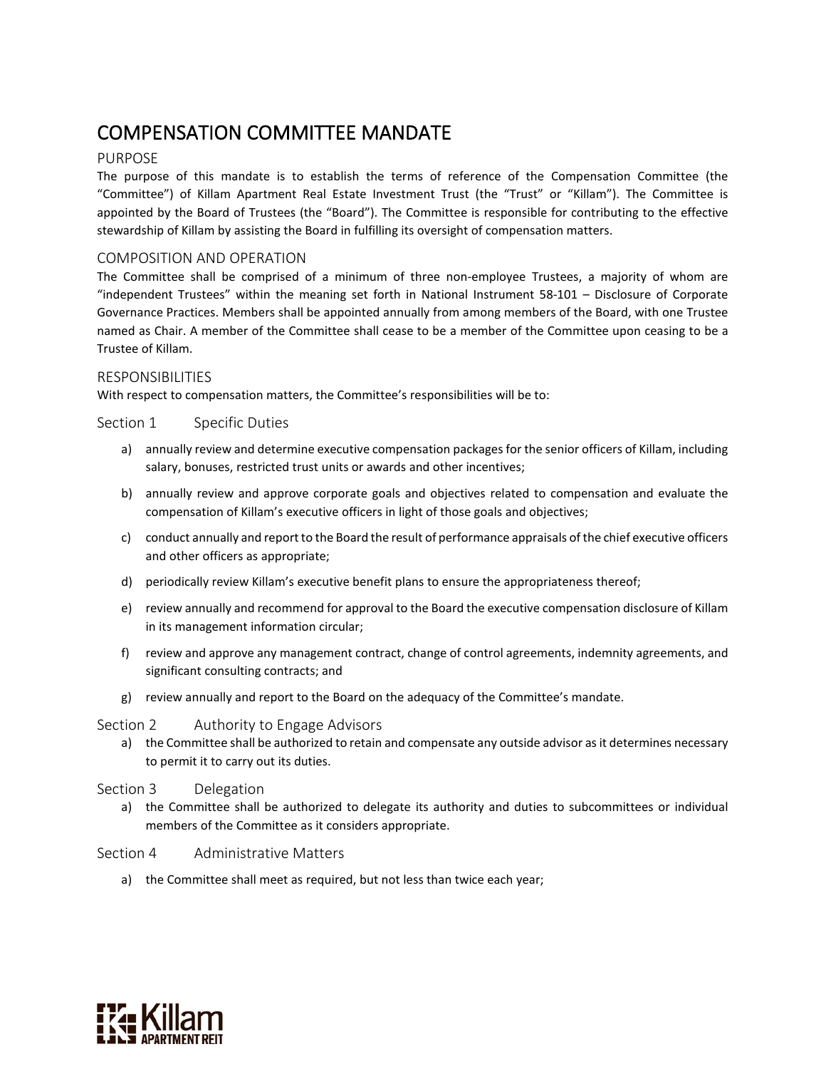# COMPENSATION COMMITTEE MANDATE

## PURPOSE

The purpose of this mandate is to establish the terms of reference of the Compensation Committee (the "Committee") of Killam Apartment Real Estate Investment Trust (the "Trust" or "Killam"). The Committee is appointed by the Board of Trustees (the "Board"). The Committee is responsible for contributing to the effective stewardship of Killam by assisting the Board in fulfilling its oversight of compensation matters.

## COMPOSITION AND OPERATION

The Committee shall be comprised of a minimum of three non-employee Trustees, a majority of whom are "independent Trustees" within the meaning set forth in National Instrument 58-101 – Disclosure of Corporate Governance Practices. Members shall be appointed annually from among members of the Board, with one Trustee named as Chair. A member of the Committee shall cease to be a member of the Committee upon ceasing to be a Trustee of Killam.

## RESPONSIBILITIES

With respect to compensation matters, the Committee's responsibilities will be to:

### Section 1 Specific Duties

a) annually review and determine executive compensation packages for the senior officers of Killam, including salary, bonuses, restricted trust units or awards and other incentives;

b) annually review and approve corporate goals and objectives related to compensation and evaluate the compensation of Killam's executive officers in light of those goals and objectives;

c) conduct annually and report to the Board the result of performance appraisals of the chief executive officers and other officers as appropriate;

d) periodically review Killam's executive benefit plans to ensure the appropriateness thereof;

e) review annually and recommend for approval to the Board the executive compensation disclosure of Killam in its management information circular;

f) review and approve any management contract, change of control agreements, indemnity agreements, and significant consulting contracts; and

g) review annually and report to the Board on the adequacy of the Committee's mandate.

### Section 2 Authority to Engage Advisors

a) the Committee shall be authorized to retain and compensate any outside advisor as it determines necessary to permit it to carry out its duties.

### Section 3 Delegation

a) the Committee shall be authorized to delegate its authority and duties to subcommittees or individual members of the Committee as it considers appropriate.

### Section 4 Administrative Matters

a) the Committee shall meet as required, but not less than twice each year;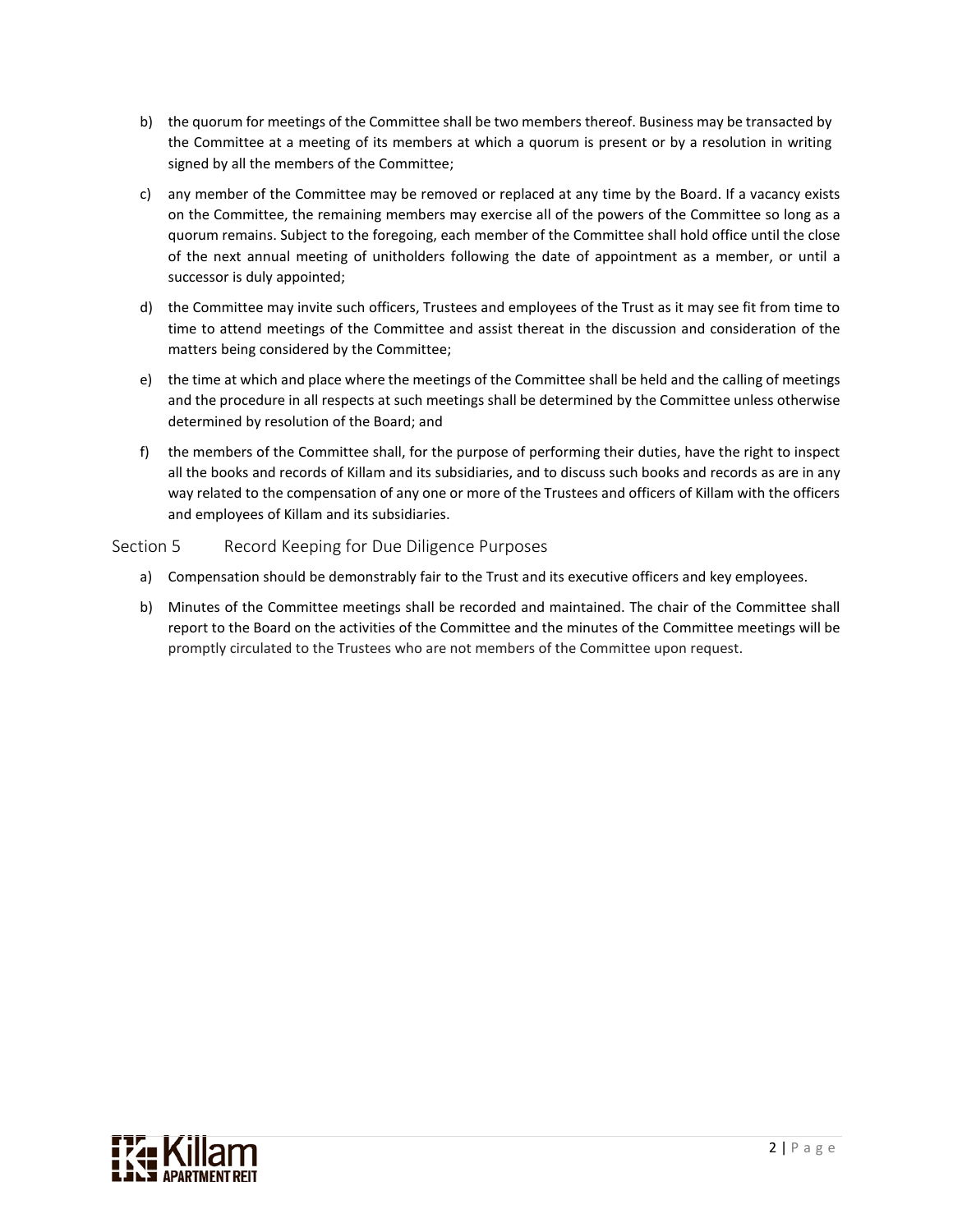b) the quorum for meetings of the Committee shall be two members thereof. Business may be transacted by the Committee at a meeting of its members at which a quorum is present or by a resolution in writing signed by all the members of the Committee;

c) any member of the Committee may be removed or replaced at any time by the Board. If a vacancy exists on the Committee, the remaining members may exercise all of the powers of the Committee so long as a quorum remains. Subject to the foregoing, each member of the Committee shall hold office until the close of the next annual meeting of unitholders following the date of appointment as a member, or until a successor is duly appointed;

d) the Committee may invite such officers, Trustees and employees of the Trust as it may see fit from time to time to attend meetings of the Committee and assist thereat in the discussion and consideration of the matters being considered by the Committee;

e) the time at which and place where the meetings of the Committee shall be held and the calling of meetings and the procedure in all respects at such meetings shall be determined by the Committee unless otherwise determined by resolution of the Board; and

f) the members of the Committee shall, for the purpose of performing their duties, have the right to inspect all the books and records of Killam and its subsidiaries, and to discuss such books and records as are in any way related to the compensation of any one or more of the Trustees and officers of Killam with the officers and employees of Killam and its subsidiaries.

## Section 5 Record Keeping for Due Diligence Purposes

a) Compensation should be demonstrably fair to the Trust and its executive officers and key employees.

b) Minutes of the Committee meetings shall be recorded and maintained. The chair of the Committee shall report to the Board on the activities of the Committee and the minutes of the Committee meetings will be promptly circulated to the Trustees who are not members of the Committee upon request.